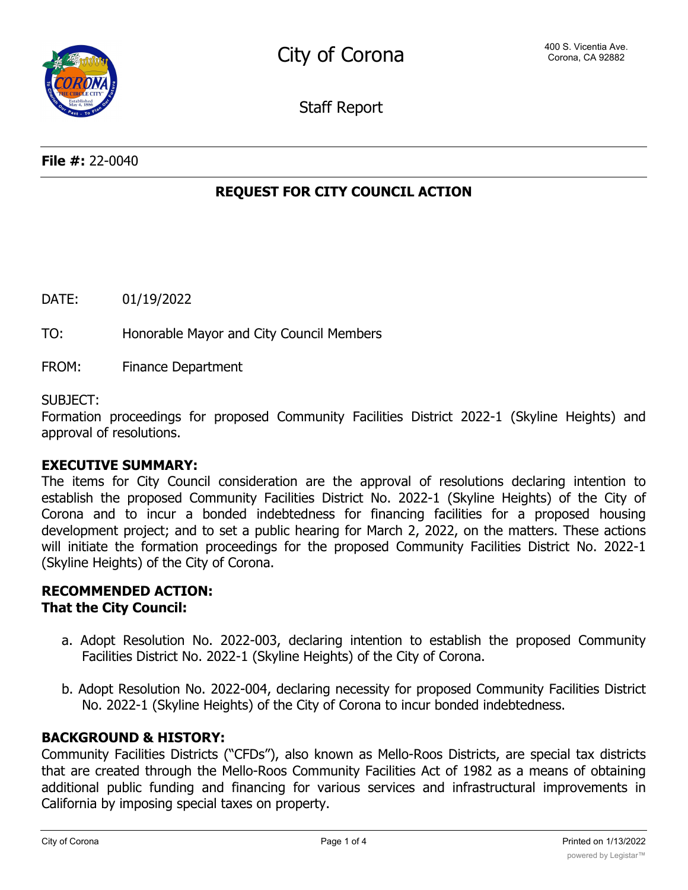# City of Corona

400 S. Vicentia Ave.
Corona, CA 92882

Staff Report

**File #:** 22-0040

## REQUEST FOR CITY COUNCIL ACTION

DATE: 01/19/2022

TO: Honorable Mayor and City Council Members

FROM: Finance Department

SUBJECT:
Formation proceedings for proposed Community Facilities District 2022-1 (Skyline Heights) and approval of resolutions.

**EXECUTIVE SUMMARY:**
The items for City Council consideration are the approval of resolutions declaring intention to establish the proposed Community Facilities District No. 2022-1 (Skyline Heights) of the City of Corona and to incur a bonded indebtedness for financing facilities for a proposed housing development project; and to set a public hearing for March 2, 2022, on the matters. These actions will initiate the formation proceedings for the proposed Community Facilities District No. 2022-1 (Skyline Heights) of the City of Corona.

**RECOMMENDED ACTION:**
**That the City Council:**

a. Adopt Resolution No. 2022-003, declaring intention to establish the proposed Community Facilities District No. 2022-1 (Skyline Heights) of the City of Corona.

b. Adopt Resolution No. 2022-004, declaring necessity for proposed Community Facilities District No. 2022-1 (Skyline Heights) of the City of Corona to incur bonded indebtedness.

**BACKGROUND & HISTORY:**
Community Facilities Districts ("CFDs"), also known as Mello-Roos Districts, are special tax districts that are created through the Mello-Roos Community Facilities Act of 1982 as a means of obtaining additional public funding and financing for various services and infrastructural improvements in California by imposing special taxes on property.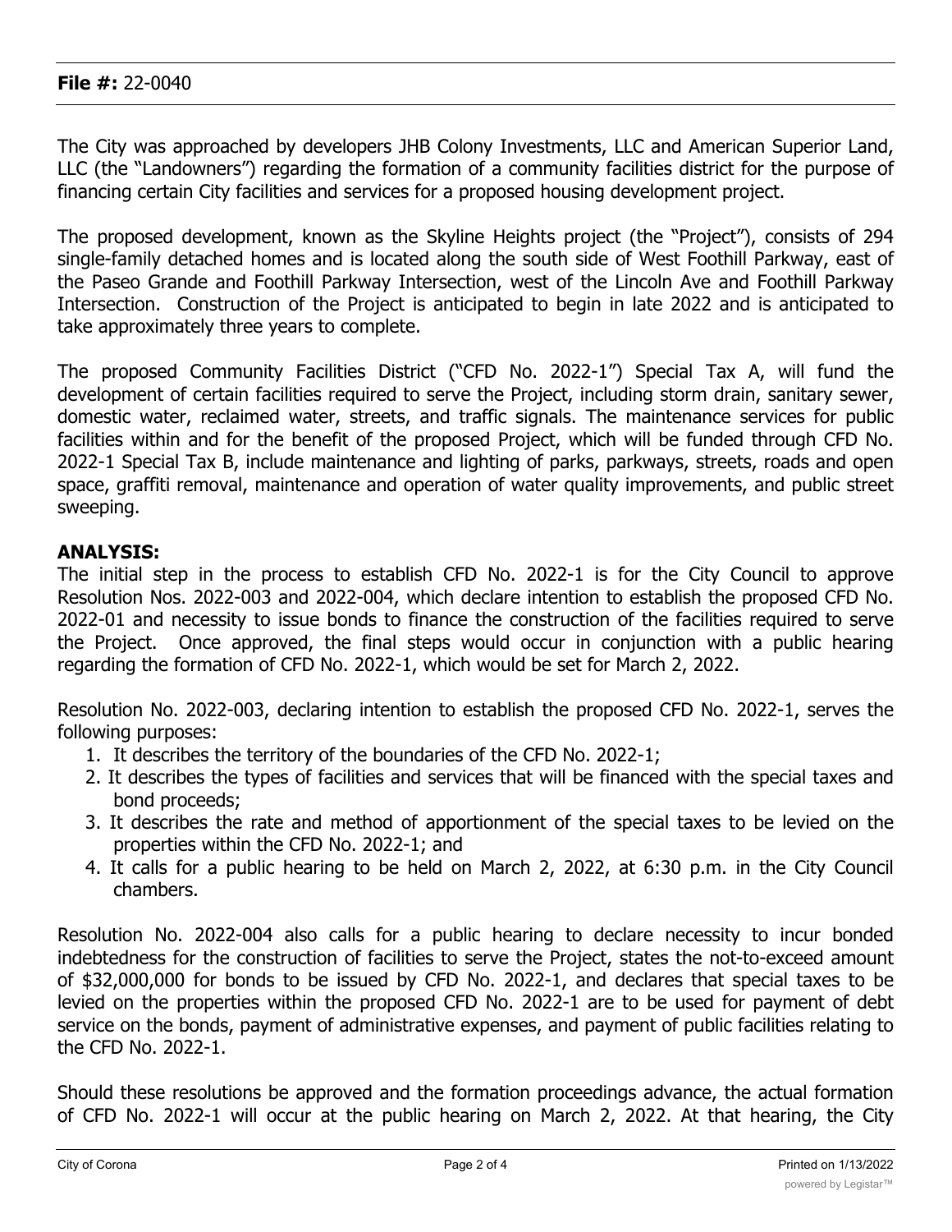**File #:** 22-0040

The City was approached by developers JHB Colony Investments, LLC and American Superior Land, LLC (the "Landowners") regarding the formation of a community facilities district for the purpose of financing certain City facilities and services for a proposed housing development project.

The proposed development, known as the Skyline Heights project (the "Project"), consists of 294 single-family detached homes and is located along the south side of West Foothill Parkway, east of the Paseo Grande and Foothill Parkway Intersection, west of the Lincoln Ave and Foothill Parkway Intersection. Construction of the Project is anticipated to begin in late 2022 and is anticipated to take approximately three years to complete.

The proposed Community Facilities District ("CFD No. 2022-1") Special Tax A, will fund the development of certain facilities required to serve the Project, including storm drain, sanitary sewer, domestic water, reclaimed water, streets, and traffic signals. The maintenance services for public facilities within and for the benefit of the proposed Project, which will be funded through CFD No. 2022-1 Special Tax B, include maintenance and lighting of parks, parkways, streets, roads and open space, graffiti removal, maintenance and operation of water quality improvements, and public street sweeping.

**ANALYSIS:**

The initial step in the process to establish CFD No. 2022-1 is for the City Council to approve Resolution Nos. 2022-003 and 2022-004, which declare intention to establish the proposed CFD No. 2022-01 and necessity to issue bonds to finance the construction of the facilities required to serve the Project. Once approved, the final steps would occur in conjunction with a public hearing regarding the formation of CFD No. 2022-1, which would be set for March 2, 2022.

Resolution No. 2022-003, declaring intention to establish the proposed CFD No. 2022-1, serves the following purposes:

1. It describes the territory of the boundaries of the CFD No. 2022-1;
2. It describes the types of facilities and services that will be financed with the special taxes and bond proceeds;
3. It describes the rate and method of apportionment of the special taxes to be levied on the properties within the CFD No. 2022-1; and
4. It calls for a public hearing to be held on March 2, 2022, at 6:30 p.m. in the City Council chambers.

Resolution No. 2022-004 also calls for a public hearing to declare necessity to incur bonded indebtedness for the construction of facilities to serve the Project, states the not-to-exceed amount of $32,000,000 for bonds to be issued by CFD No. 2022-1, and declares that special taxes to be levied on the properties within the proposed CFD No. 2022-1 are to be used for payment of debt service on the bonds, payment of administrative expenses, and payment of public facilities relating to the CFD No. 2022-1.

Should these resolutions be approved and the formation proceedings advance, the actual formation of CFD No. 2022-1 will occur at the public hearing on March 2, 2022. At that hearing, the City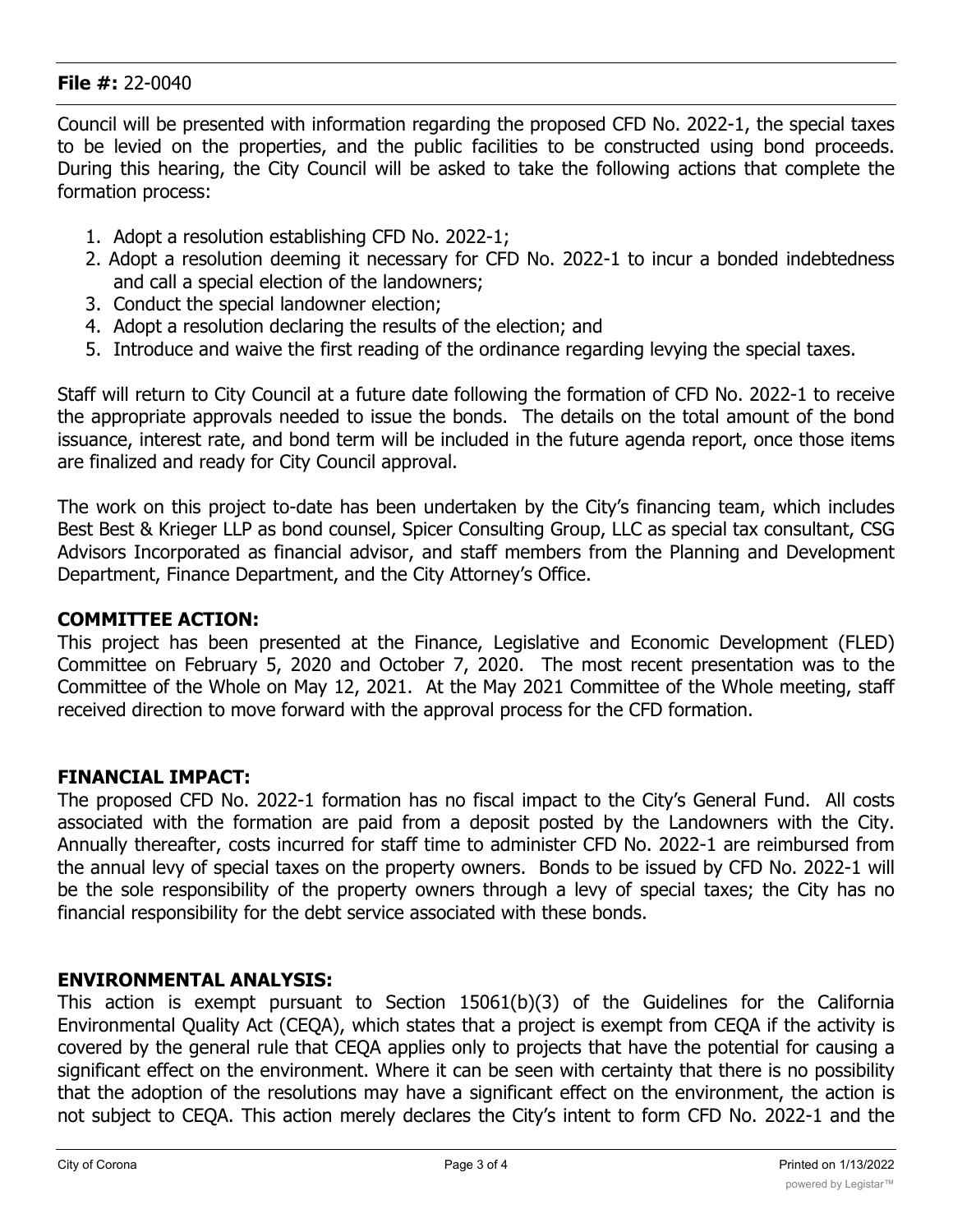**File #:** 22-0040

Council will be presented with information regarding the proposed CFD No. 2022-1, the special taxes to be levied on the properties, and the public facilities to be constructed using bond proceeds. During this hearing, the City Council will be asked to take the following actions that complete the formation process:

1. Adopt a resolution establishing CFD No. 2022-1;
2. Adopt a resolution deeming it necessary for CFD No. 2022-1 to incur a bonded indebtedness and call a special election of the landowners;
3. Conduct the special landowner election;
4. Adopt a resolution declaring the results of the election; and
5. Introduce and waive the first reading of the ordinance regarding levying the special taxes.

Staff will return to City Council at a future date following the formation of CFD No. 2022-1 to receive the appropriate approvals needed to issue the bonds. The details on the total amount of the bond issuance, interest rate, and bond term will be included in the future agenda report, once those items are finalized and ready for City Council approval.

The work on this project to-date has been undertaken by the City's financing team, which includes Best Best & Krieger LLP as bond counsel, Spicer Consulting Group, LLC as special tax consultant, CSG Advisors Incorporated as financial advisor, and staff members from the Planning and Development Department, Finance Department, and the City Attorney's Office.

**COMMITTEE ACTION:**

This project has been presented at the Finance, Legislative and Economic Development (FLED) Committee on February 5, 2020 and October 7, 2020. The most recent presentation was to the Committee of the Whole on May 12, 2021. At the May 2021 Committee of the Whole meeting, staff received direction to move forward with the approval process for the CFD formation.

**FINANCIAL IMPACT:**

The proposed CFD No. 2022-1 formation has no fiscal impact to the City's General Fund. All costs associated with the formation are paid from a deposit posted by the Landowners with the City. Annually thereafter, costs incurred for staff time to administer CFD No. 2022-1 are reimbursed from the annual levy of special taxes on the property owners. Bonds to be issued by CFD No. 2022-1 will be the sole responsibility of the property owners through a levy of special taxes; the City has no financial responsibility for the debt service associated with these bonds.

**ENVIRONMENTAL ANALYSIS:**

This action is exempt pursuant to Section 15061(b)(3) of the Guidelines for the California Environmental Quality Act (CEQA), which states that a project is exempt from CEQA if the activity is covered by the general rule that CEQA applies only to projects that have the potential for causing a significant effect on the environment. Where it can be seen with certainty that there is no possibility that the adoption of the resolutions may have a significant effect on the environment, the action is not subject to CEQA. This action merely declares the City's intent to form CFD No. 2022-1 and the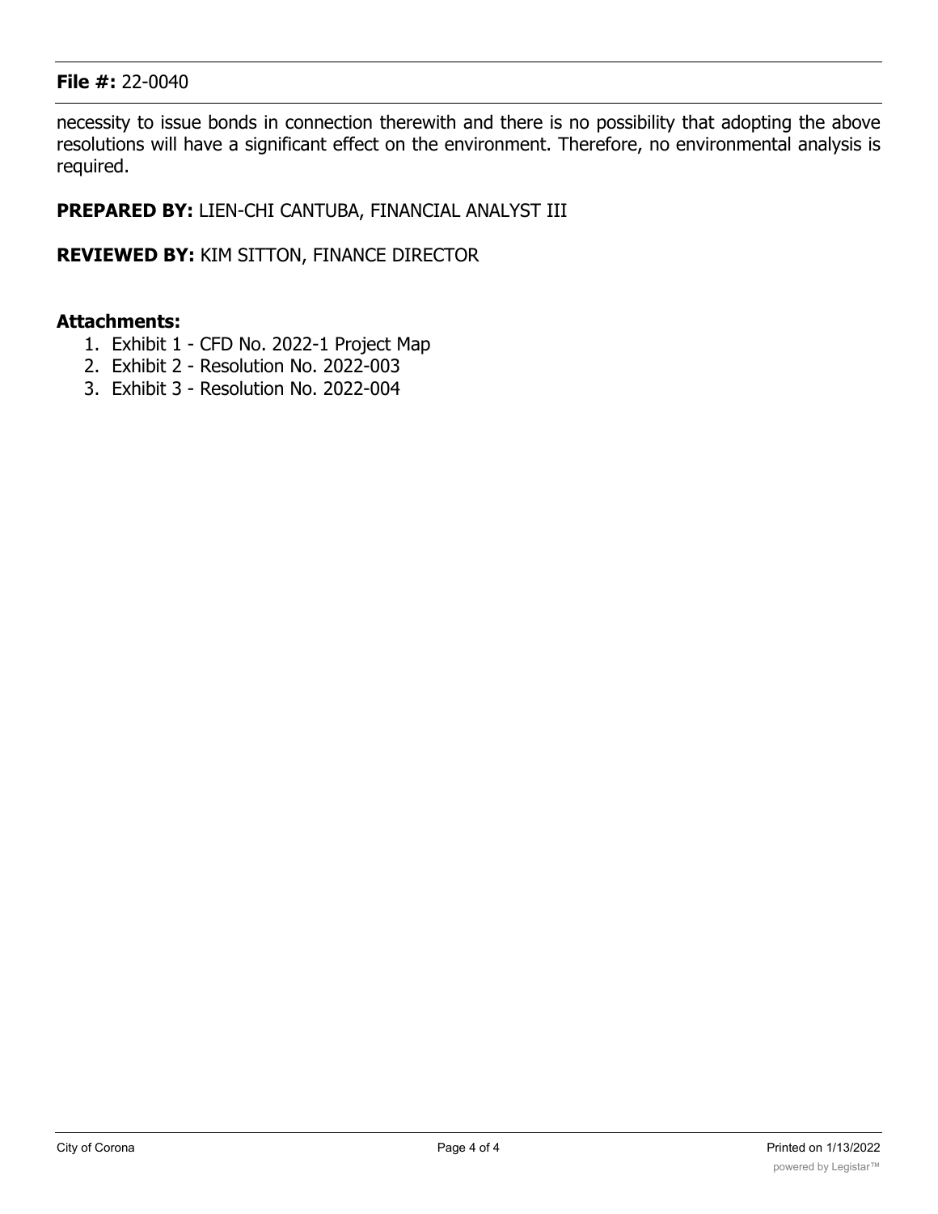**File #:** 22-0040

necessity to issue bonds in connection therewith and there is no possibility that adopting the above resolutions will have a significant effect on the environment. Therefore, no environmental analysis is required.

**PREPARED BY:** LIEN-CHI CANTUBA, FINANCIAL ANALYST III

**REVIEWED BY:** KIM SITTON, FINANCE DIRECTOR

**Attachments:**

1. Exhibit 1 - CFD No. 2022-1 Project Map
2. Exhibit 2 - Resolution No. 2022-003
3. Exhibit 3 - Resolution No. 2022-004